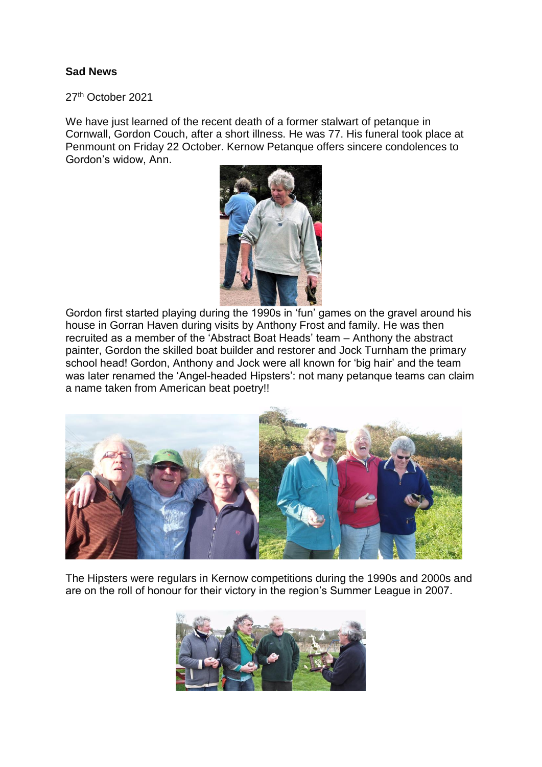**Sad News**

27th October 2021

We have just learned of the recent death of a former stalwart of petanque in Cornwall, Gordon Couch, after a short illness. He was 77. His funeral took place at Penmount on Friday 22 October. Kernow Petanque offers sincere condolences to Gordon's widow, Ann.

Gordon first started playing during the 1990s in 'fun' games on the gravel around his house in Gorran Haven during visits by Anthony Frost and family. He was then recruited as a member of the 'Abstract Boat Heads' team – Anthony the abstract painter, Gordon the skilled boat builder and restorer and Jock Turnham the primary school head! Gordon, Anthony and Jock were all known for 'big hair' and the team was later renamed the 'Angel-headed Hipsters': not many petanque teams can claim a name taken from American beat poetry!!

The Hipsters were regulars in Kernow competitions during the 1990s and 2000s and are on the roll of honour for their victory in the region's Summer League in 2007.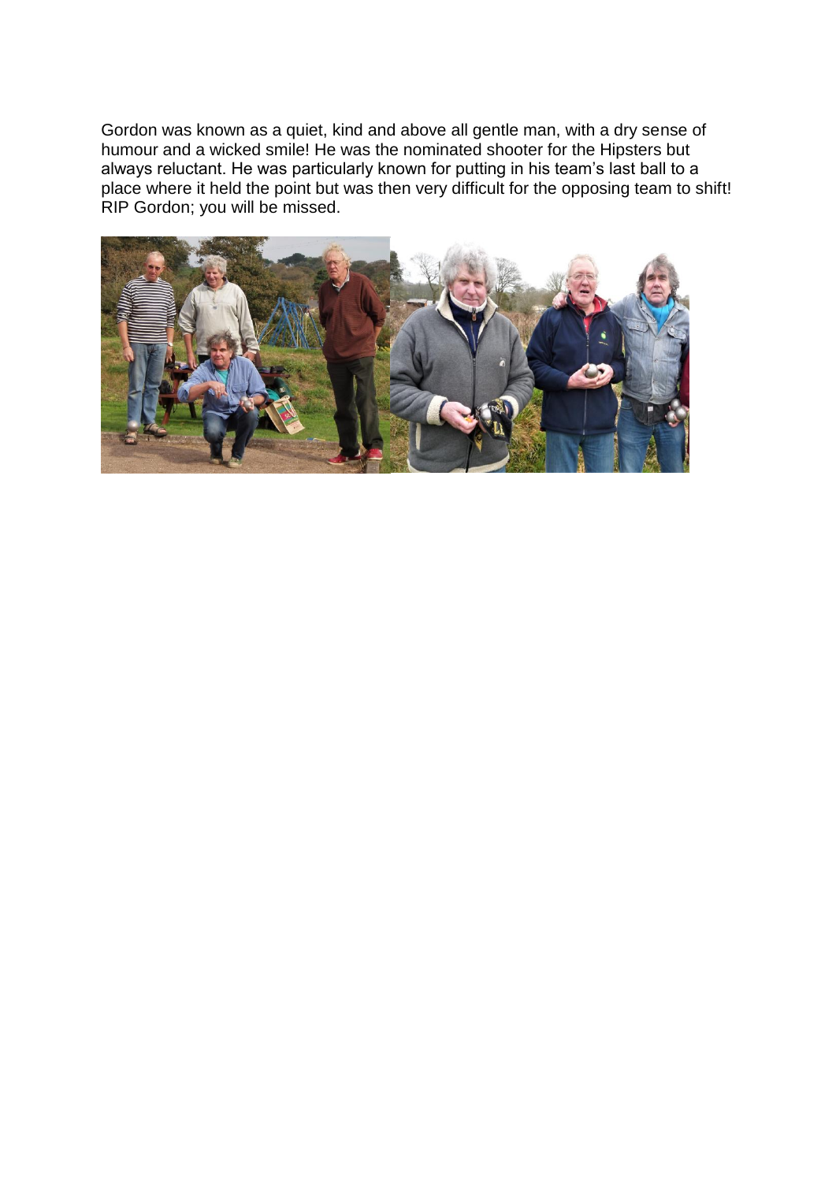Gordon was known as a quiet, kind and above all gentle man, with a dry sense of humour and a wicked smile! He was the nominated shooter for the Hipsters but always reluctant. He was particularly known for putting in his team's last ball to a place where it held the point but was then very difficult for the opposing team to shift! RIP Gordon; you will be missed.